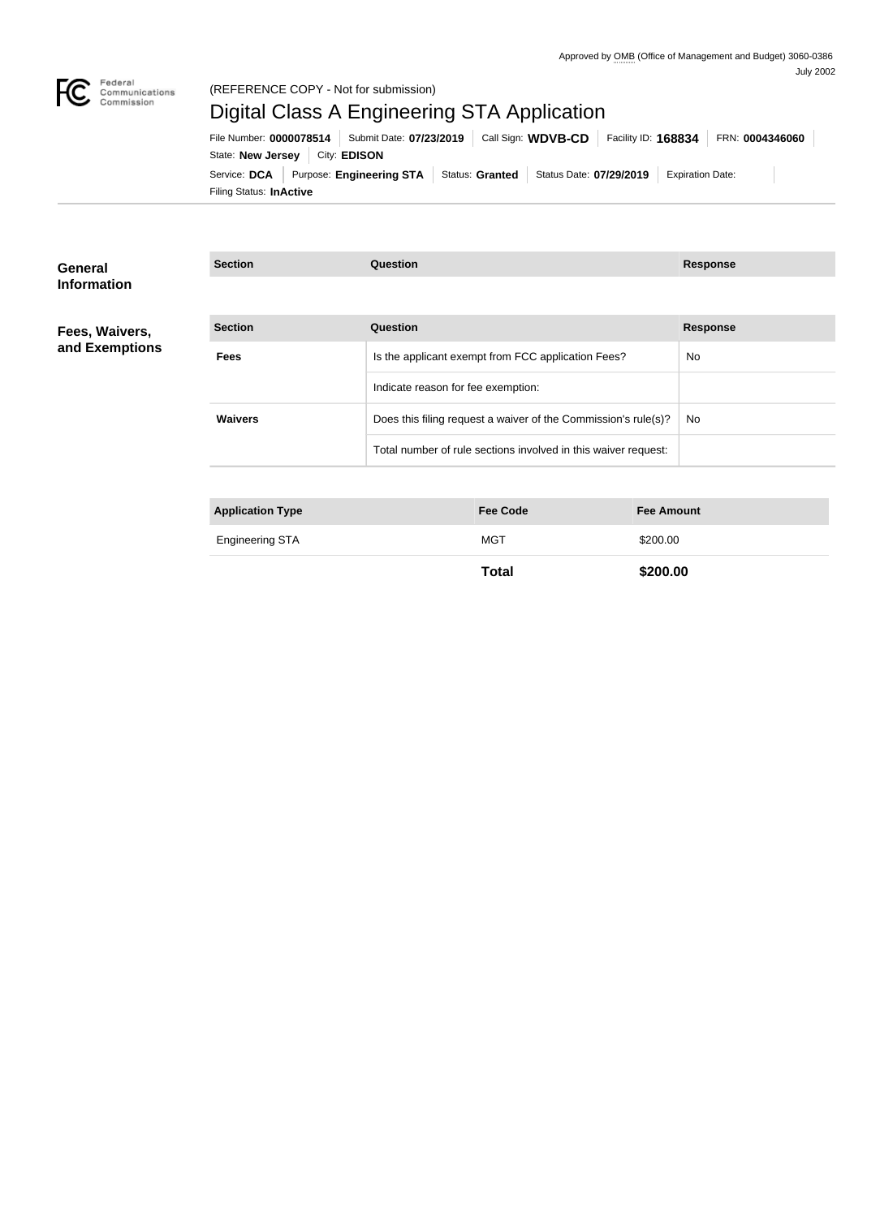Approved by OMB (Office of Management and Budget) 3060-0386
July 2002

Federal Communications Commission

(REFERENCE COPY - Not for submission)

# Digital Class A Engineering STA Application

File Number: **0000078514** | Submit Date: **07/23/2019** | Call Sign: **WDVB-CD** | Facility ID: **168834** | FRN: **0004346060**

State: **New Jersey** | City: **EDISON**

Service: **DCA** | Purpose: **Engineering STA** | Status: **Granted** | Status Date: **07/29/2019** | Expiration Date:

Filing Status: **InActive**

## General Information

| Section | Question | Response |
| --- | --- | --- |

## Fees, Waivers, and Exemptions

| Section | Question | Response |
| --- | --- | --- |
| **Fees** | Is the applicant exempt from FCC application Fees? | No |
| | Indicate reason for fee exemption: | |
| **Waivers** | Does this filing request a waiver of the Commission's rule(s)? | No |
| | Total number of rule sections involved in this waiver request: | |

| Application Type | Fee Code | Fee Amount |
| --- | --- | --- |
| Engineering STA | MGT | $200.00 |
| | **Total** | **$200.00** |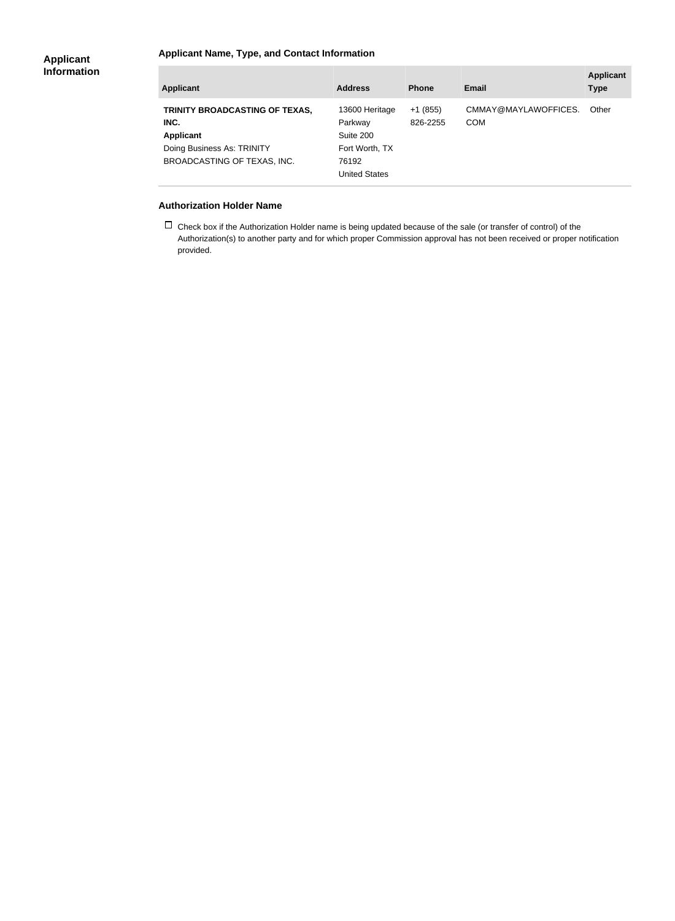## Applicant Information

### Applicant Name, Type, and Contact Information

| Applicant | Address | Phone | Email | Applicant Type |
|---|---|---|---|---|
| **TRINITY BROADCASTING OF TEXAS, INC.** **Applicant** Doing Business As: TRINITY BROADCASTING OF TEXAS, INC. | 13600 Heritage Parkway Suite 200 Fort Worth, TX 76192 United States | +1 (855) 826-2255 | CMMAY@MAYLAWOFFICES.COM | Other |

### Authorization Holder Name

☐ Check box if the Authorization Holder name is being updated because of the sale (or transfer of control) of the Authorization(s) to another party and for which proper Commission approval has not been received or proper notification provided.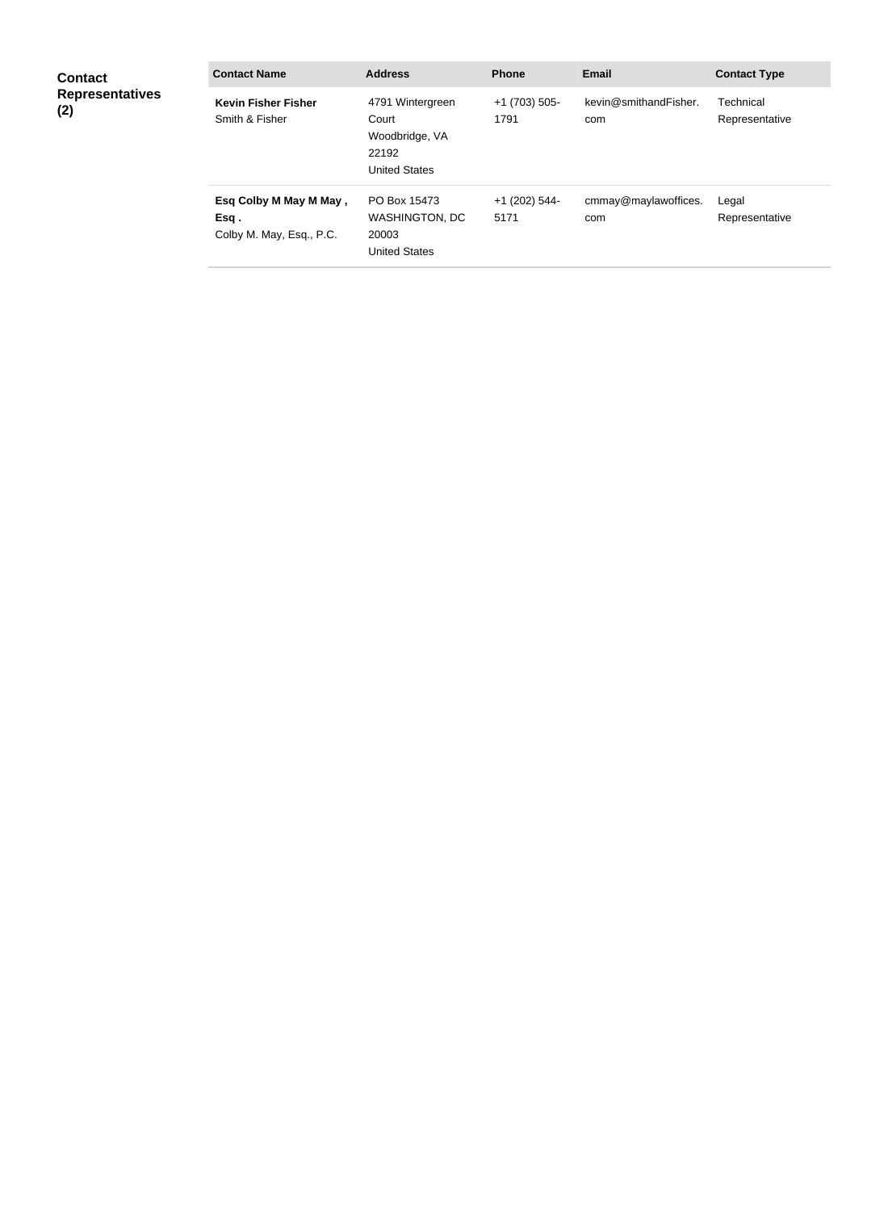**Contact Representatives (2)**

| Contact Name | Address | Phone | Email | Contact Type |
|---|---|---|---|---|
| **Kevin Fisher Fisher** Smith & Fisher | 4791 Wintergreen Court Woodbridge, VA 22192 United States | +1 (703) 505-1791 | kevin@smithandFisher.com | Technical Representative |
| **Esq Colby M May M May , Esq .** Colby M. May, Esq., P.C. | PO Box 15473 WASHINGTON, DC 20003 United States | +1 (202) 544-5171 | cmmay@maylawoffices.com | Legal Representative |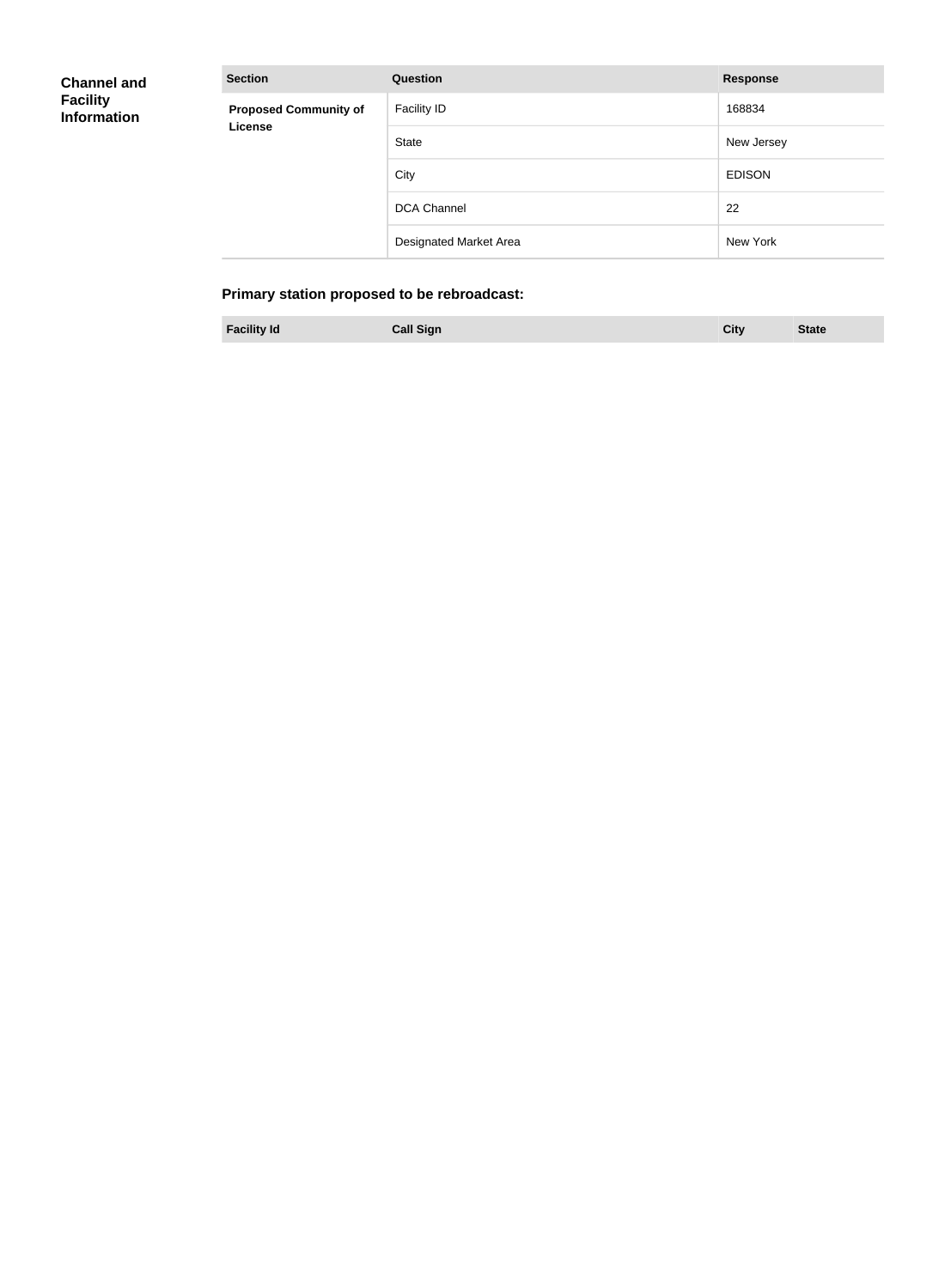## Channel and Facility Information

| Section | Question | Response |
| --- | --- | --- |
| **Proposed Community of License** | Facility ID | 168834 |
| | State | New Jersey |
| | City | EDISON |
| | DCA Channel | 22 |
| | Designated Market Area | New York |

### Primary station proposed to be rebroadcast:

| Facility Id | Call Sign | City | State |
| --- | --- | --- | --- |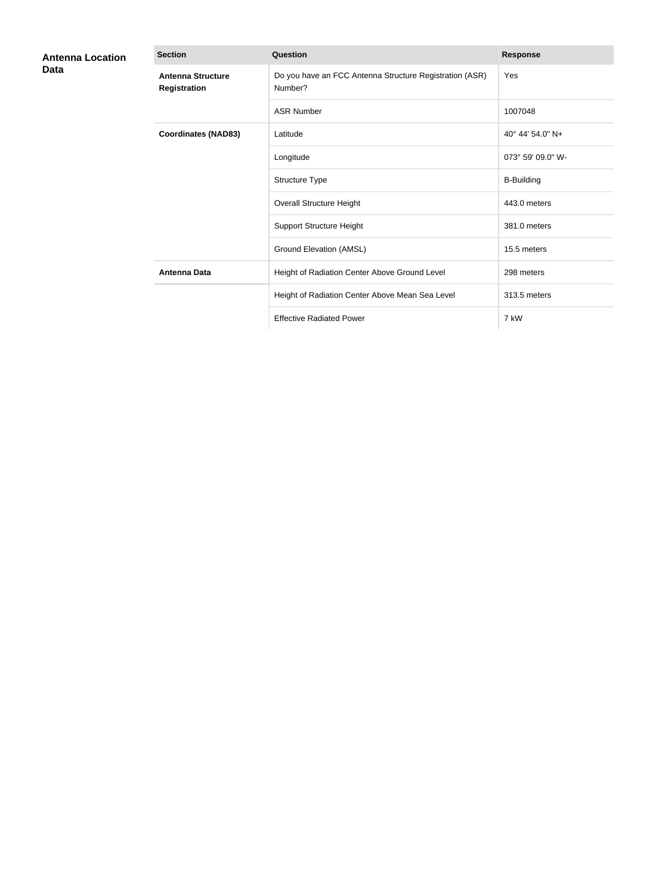## Antenna Location Data

| Section | Question | Response |
| --- | --- | --- |
| **Antenna Structure Registration** | Do you have an FCC Antenna Structure Registration (ASR) Number? | Yes |
| | ASR Number | 1007048 |
| **Coordinates (NAD83)** | Latitude | 40° 44' 54.0" N+ |
| | Longitude | 073° 59' 09.0" W- |
| | Structure Type | B-Building |
| | Overall Structure Height | 443.0 meters |
| | Support Structure Height | 381.0 meters |
| | Ground Elevation (AMSL) | 15.5 meters |
| **Antenna Data** | Height of Radiation Center Above Ground Level | 298 meters |
| | Height of Radiation Center Above Mean Sea Level | 313.5 meters |
| | Effective Radiated Power | 7 kW |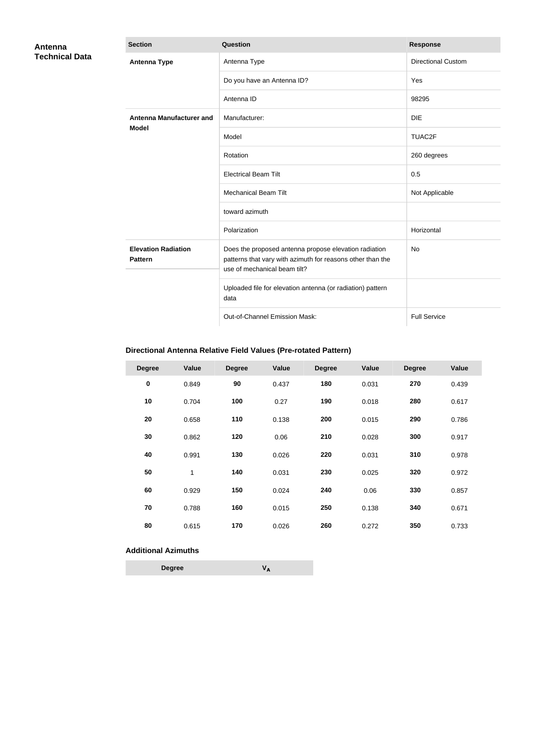**Antenna Technical Data**

| Section | Question | Response |
|---|---|---|
| **Antenna Type** | Antenna Type | Directional Custom |
| | Do you have an Antenna ID? | Yes |
| | Antenna ID | 98295 |
| **Antenna Manufacturer and Model** | Manufacturer: | DIE |
| | Model | TUAC2F |
| | Rotation | 260 degrees |
| | Electrical Beam Tilt | 0.5 |
| | Mechanical Beam Tilt | Not Applicable |
| | toward azimuth | |
| | Polarization | Horizontal |
| **Elevation Radiation Pattern** | Does the proposed antenna propose elevation radiation patterns that vary with azimuth for reasons other than the use of mechanical beam tilt? | No |
| | Uploaded file for elevation antenna (or radiation) pattern data | |
| | Out-of-Channel Emission Mask: | Full Service |

**Directional Antenna Relative Field Values (Pre-rotated Pattern)**

| Degree | Value | Degree | Value | Degree | Value | Degree | Value |
|---|---|---|---|---|---|---|---|
| **0** | 0.849 | **90** | 0.437 | **180** | 0.031 | **270** | 0.439 |
| **10** | 0.704 | **100** | 0.27 | **190** | 0.018 | **280** | 0.617 |
| **20** | 0.658 | **110** | 0.138 | **200** | 0.015 | **290** | 0.786 |
| **30** | 0.862 | **120** | 0.06 | **210** | 0.028 | **300** | 0.917 |
| **40** | 0.991 | **130** | 0.026 | **220** | 0.031 | **310** | 0.978 |
| **50** | 1 | **140** | 0.031 | **230** | 0.025 | **320** | 0.972 |
| **60** | 0.929 | **150** | 0.024 | **240** | 0.06 | **330** | 0.857 |
| **70** | 0.788 | **160** | 0.015 | **250** | 0.138 | **340** | 0.671 |
| **80** | 0.615 | **170** | 0.026 | **260** | 0.272 | **350** | 0.733 |

**Additional Azimuths**

| Degree | $V_A$ |
|---|---|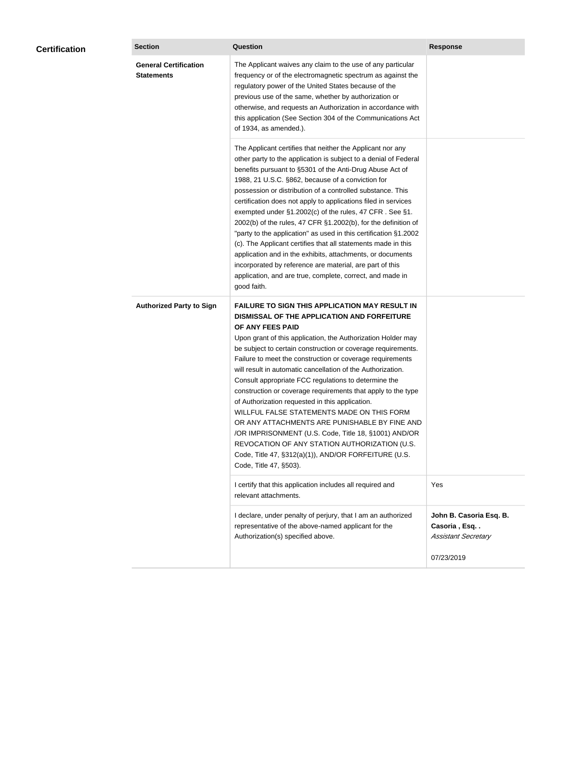## Certification

| Section | Question | Response |
|---|---|---|
| **General Certification Statements** | The Applicant waives any claim to the use of any particular frequency or of the electromagnetic spectrum as against the regulatory power of the United States because of the previous use of the same, whether by authorization or otherwise, and requests an Authorization in accordance with this application (See Section 304 of the Communications Act of 1934, as amended.). | |
| | The Applicant certifies that neither the Applicant nor any other party to the application is subject to a denial of Federal benefits pursuant to §5301 of the Anti-Drug Abuse Act of 1988, 21 U.S.C. §862, because of a conviction for possession or distribution of a controlled substance. This certification does not apply to applications filed in services exempted under §1.2002(c) of the rules, 47 CFR . See §1. 2002(b) of the rules, 47 CFR §1.2002(b), for the definition of "party to the application" as used in this certification §1.2002 (c). The Applicant certifies that all statements made in this application and in the exhibits, attachments, or documents incorporated by reference are material, are part of this application, and are true, complete, correct, and made in good faith. | |
| **Authorized Party to Sign** | **FAILURE TO SIGN THIS APPLICATION MAY RESULT IN DISMISSAL OF THE APPLICATION AND FORFEITURE OF ANY FEES PAID** Upon grant of this application, the Authorization Holder may be subject to certain construction or coverage requirements. Failure to meet the construction or coverage requirements will result in automatic cancellation of the Authorization. Consult appropriate FCC regulations to determine the construction or coverage requirements that apply to the type of Authorization requested in this application. WILLFUL FALSE STATEMENTS MADE ON THIS FORM OR ANY ATTACHMENTS ARE PUNISHABLE BY FINE AND /OR IMPRISONMENT (U.S. Code, Title 18, §1001) AND/OR REVOCATION OF ANY STATION AUTHORIZATION (U.S. Code, Title 47, §312(a)(1)), AND/OR FORFEITURE (U.S. Code, Title 47, §503). | |
| | I certify that this application includes all required and relevant attachments. | Yes |
| | I declare, under penalty of perjury, that I am an authorized representative of the above-named applicant for the Authorization(s) specified above. | **John B. Casoria Esq. B. Casoria , Esq. .** *Assistant Secretary* 07/23/2019 |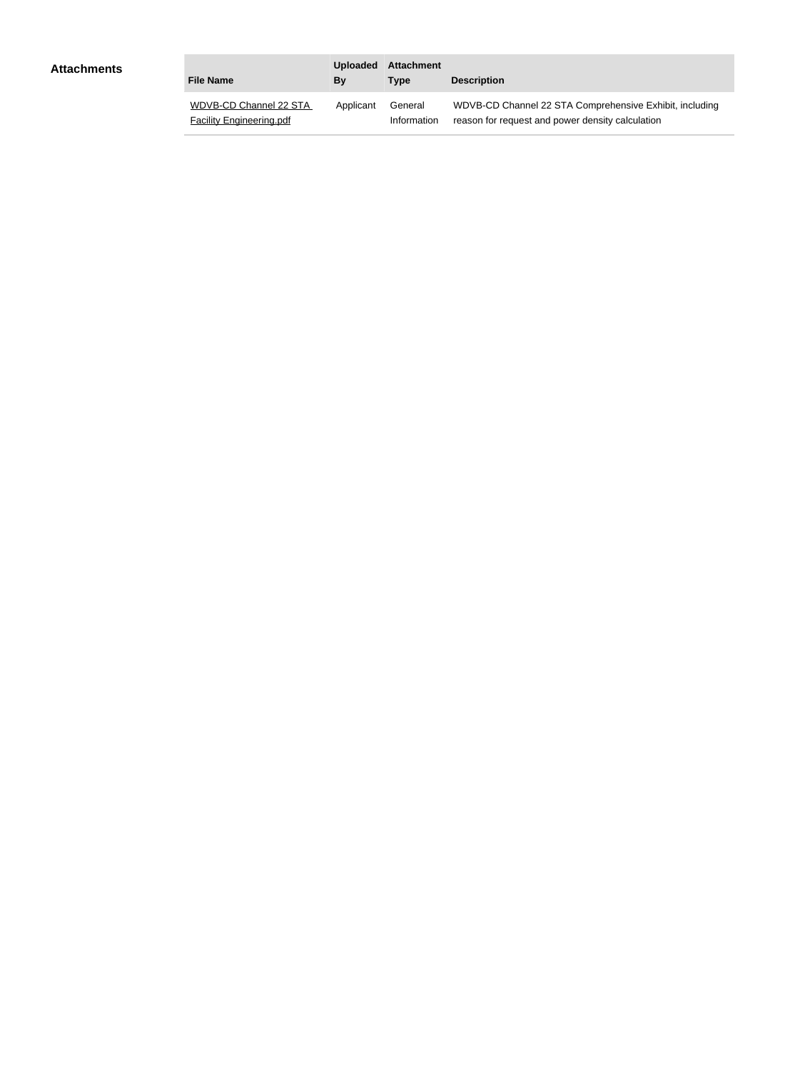## Attachments

| File Name | Uploaded By | Attachment Type | Description |
| --- | --- | --- | --- |
| WDVB-CD Channel 22 STA Facility Engineering.pdf | Applicant | General Information | WDVB-CD Channel 22 STA Comprehensive Exhibit, including reason for request and power density calculation |